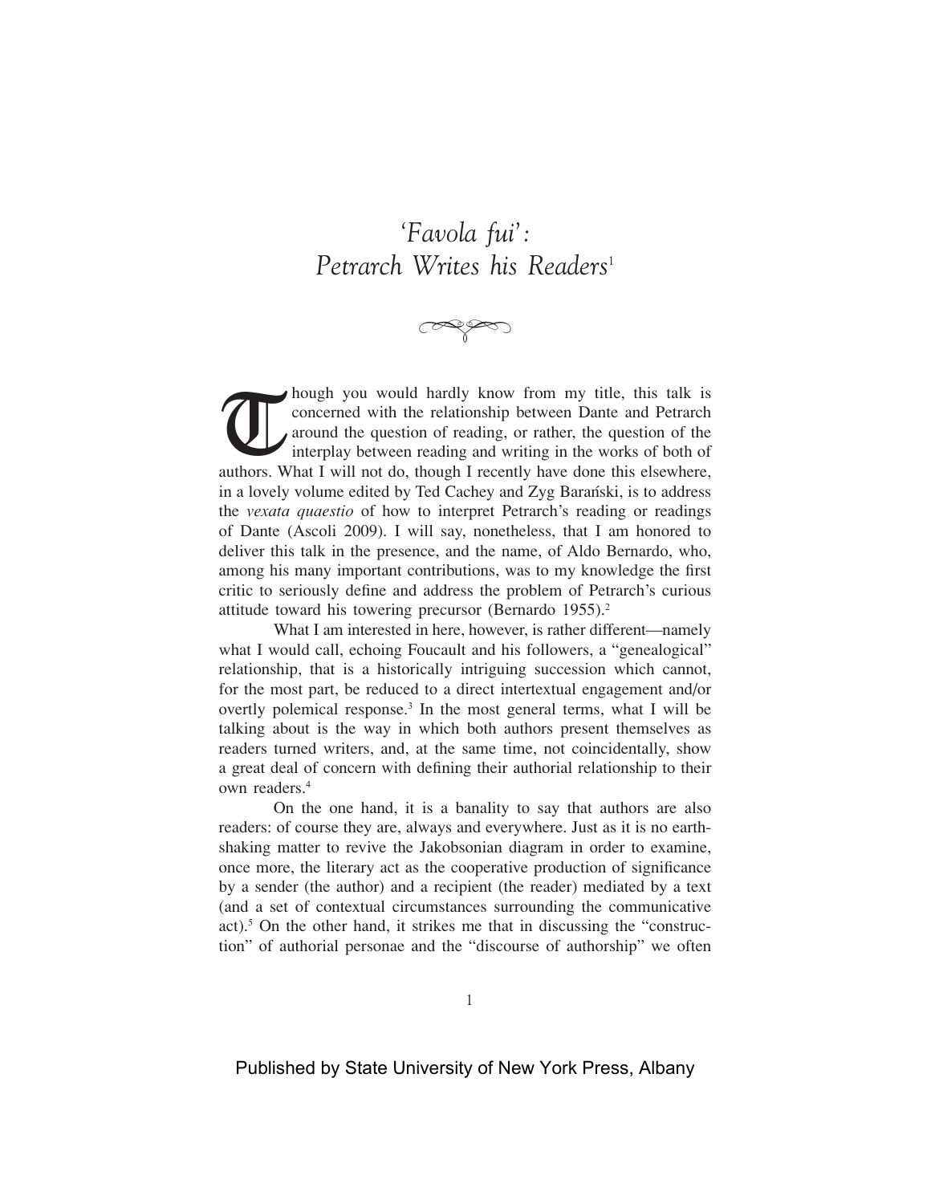# *'Favola fui':*
# *Petrarch Writes his Readers*[1]

Though you would hardly know from my title, this talk is concerned with the relationship between Dante and Petrarch around the question of reading, or rather, the question of the interplay between reading and writing in the works of both of authors. What I will not do, though I recently have done this elsewhere, in a lovely volume edited by Ted Cachey and Zyg Barański, is to address the *vexata quaestio* of how to interpret Petrarch's reading or readings of Dante (Ascoli 2009). I will say, nonetheless, that I am honored to deliver this talk in the presence, and the name, of Aldo Bernardo, who, among his many important contributions, was to my knowledge the first critic to seriously define and address the problem of Petrarch's curious attitude toward his towering precursor (Bernardo 1955).[2]

What I am interested in here, however, is rather different—namely what I would call, echoing Foucault and his followers, a "genealogical" relationship, that is a historically intriguing succession which cannot, for the most part, be reduced to a direct intertextual engagement and/or overtly polemical response.[3] In the most general terms, what I will be talking about is the way in which both authors present themselves as readers turned writers, and, at the same time, not coincidentally, show a great deal of concern with defining their authorial relationship to their own readers.[4]

On the one hand, it is a banality to say that authors are also readers: of course they are, always and everywhere. Just as it is no earth-shaking matter to revive the Jakobsonian diagram in order to examine, once more, the literary act as the cooperative production of significance by a sender (the author) and a recipient (the reader) mediated by a text (and a set of contextual circumstances surrounding the communicative act).[5] On the other hand, it strikes me that in discussing the "construction" of authorial personae and the "discourse of authorship" we often

Published by State University of New York Press, Albany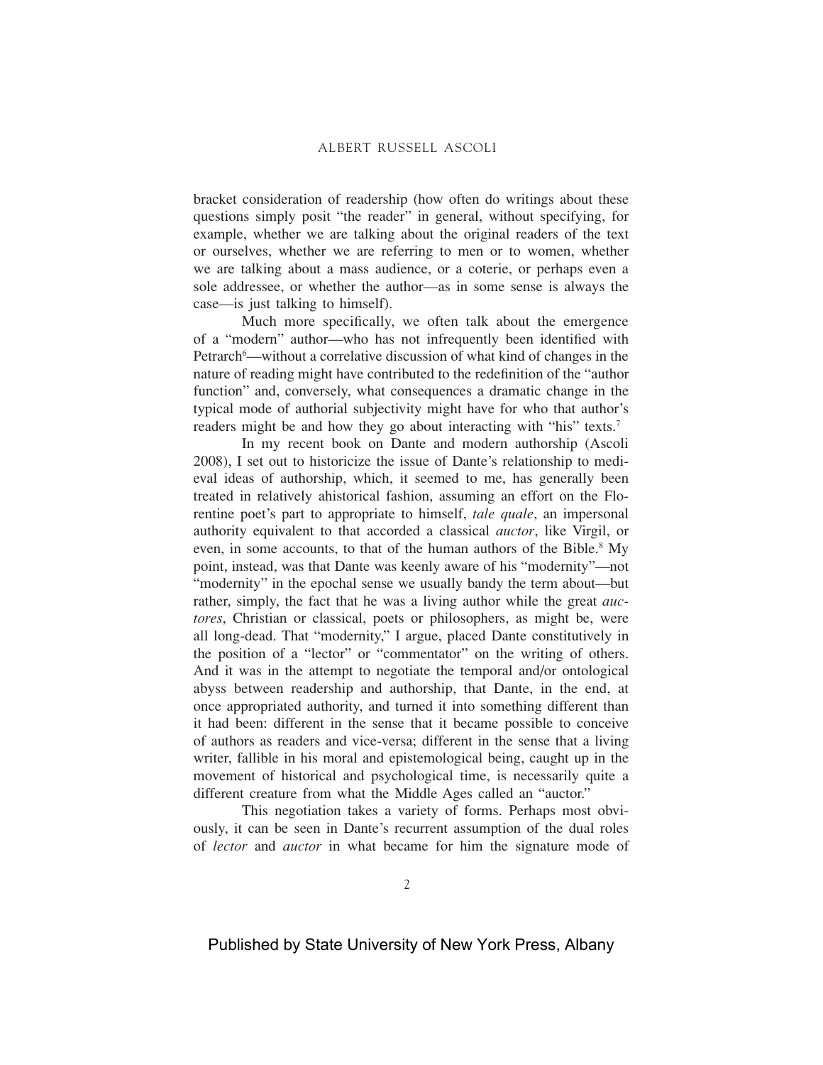bracket consideration of readership (how often do writings about these questions simply posit "the reader" in general, without specifying, for example, whether we are talking about the original readers of the text or ourselves, whether we are referring to men or to women, whether we are talking about a mass audience, or a coterie, or perhaps even a sole addressee, or whether the author—as in some sense is always the case—is just talking to himself).

Much more specifically, we often talk about the emergence of a "modern" author—who has not infrequently been identified with Petrarch[6]—without a correlative discussion of what kind of changes in the nature of reading might have contributed to the redefinition of the "author function" and, conversely, what consequences a dramatic change in the typical mode of authorial subjectivity might have for who that author's readers might be and how they go about interacting with "his" texts.[7]

In my recent book on Dante and modern authorship (Ascoli 2008), I set out to historicize the issue of Dante's relationship to medieval ideas of authorship, which, it seemed to me, has generally been treated in relatively ahistorical fashion, assuming an effort on the Florentine poet's part to appropriate to himself, *tale quale*, an impersonal authority equivalent to that accorded a classical *auctor*, like Virgil, or even, in some accounts, to that of the human authors of the Bible.[8] My point, instead, was that Dante was keenly aware of his "modernity"—not "modernity" in the epochal sense we usually bandy the term about—but rather, simply, the fact that he was a living author while the great *auctores*, Christian or classical, poets or philosophers, as might be, were all long-dead. That "modernity," I argue, placed Dante constitutively in the position of a "lector" or "commentator" on the writing of others. And it was in the attempt to negotiate the temporal and/or ontological abyss between readership and authorship, that Dante, in the end, at once appropriated authority, and turned it into something different than it had been: different in the sense that it became possible to conceive of authors as readers and vice-versa; different in the sense that a living writer, fallible in his moral and epistemological being, caught up in the movement of historical and psychological time, is necessarily quite a different creature from what the Middle Ages called an "auctor."

This negotiation takes a variety of forms. Perhaps most obviously, it can be seen in Dante's recurrent assumption of the dual roles of *lector* and *auctor* in what became for him the signature mode of

Published by State University of New York Press, Albany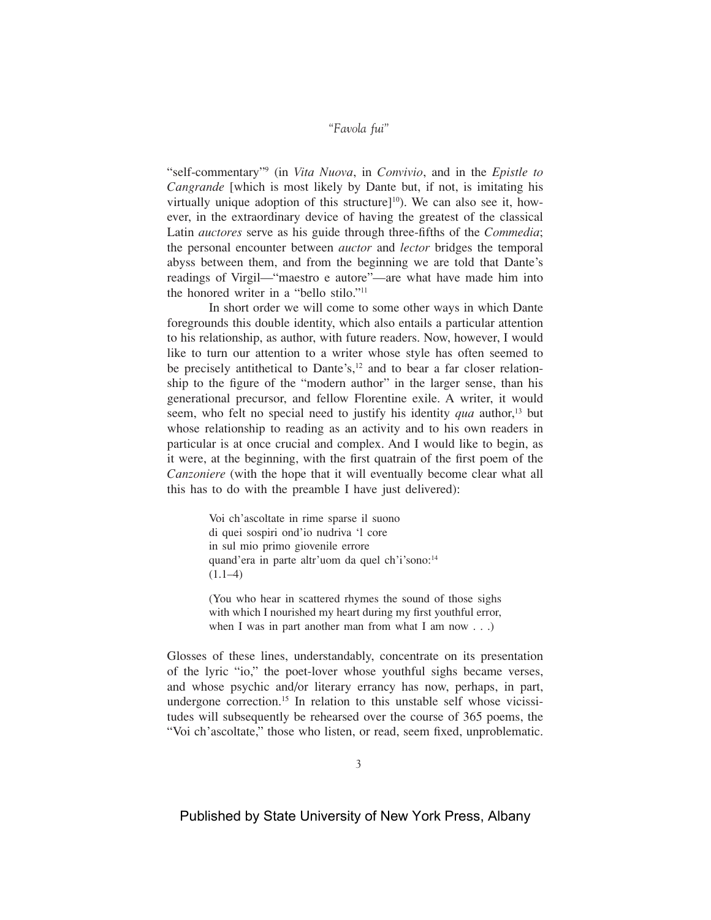"self-commentary"[9] (in *Vita Nuova*, in *Convivio*, and in the *Epistle to Cangrande* [which is most likely by Dante but, if not, is imitating his virtually unique adoption of this structure][10]). We can also see it, however, in the extraordinary device of having the greatest of the classical Latin *auctores* serve as his guide through three-fifths of the *Commedia*; the personal encounter between *auctor* and *lector* bridges the temporal abyss between them, and from the beginning we are told that Dante's readings of Virgil—"maestro e autore"—are what have made him into the honored writer in a "bello stilo."[11]

In short order we will come to some other ways in which Dante foregrounds this double identity, which also entails a particular attention to his relationship, as author, with future readers. Now, however, I would like to turn our attention to a writer whose style has often seemed to be precisely antithetical to Dante's,[12] and to bear a far closer relationship to the figure of the "modern author" in the larger sense, than his generational precursor, and fellow Florentine exile. A writer, it would seem, who felt no special need to justify his identity *qua* author,[13] but whose relationship to reading as an activity and to his own readers in particular is at once crucial and complex. And I would like to begin, as it were, at the beginning, with the first quatrain of the first poem of the *Canzoniere* (with the hope that it will eventually become clear what all this has to do with the preamble I have just delivered):

> Voi ch'ascoltate in rime sparse il suono
> di quei sospiri ond'io nudriva 'l core
> in sul mio primo giovenile errore
> quand'era in parte altr'uom da quel ch'i'sono:[14]
> (1.1–4)
>
> (You who hear in scattered rhymes the sound of those sighs
> with which I nourished my heart during my first youthful error,
> when I was in part another man from what I am now . . .)

Glosses of these lines, understandably, concentrate on its presentation of the lyric "io," the poet-lover whose youthful sighs became verses, and whose psychic and/or literary errancy has now, perhaps, in part, undergone correction.[15] In relation to this unstable self whose vicissitudes will subsequently be rehearsed over the course of 365 poems, the "Voi ch'ascoltate," those who listen, or read, seem fixed, unproblematic.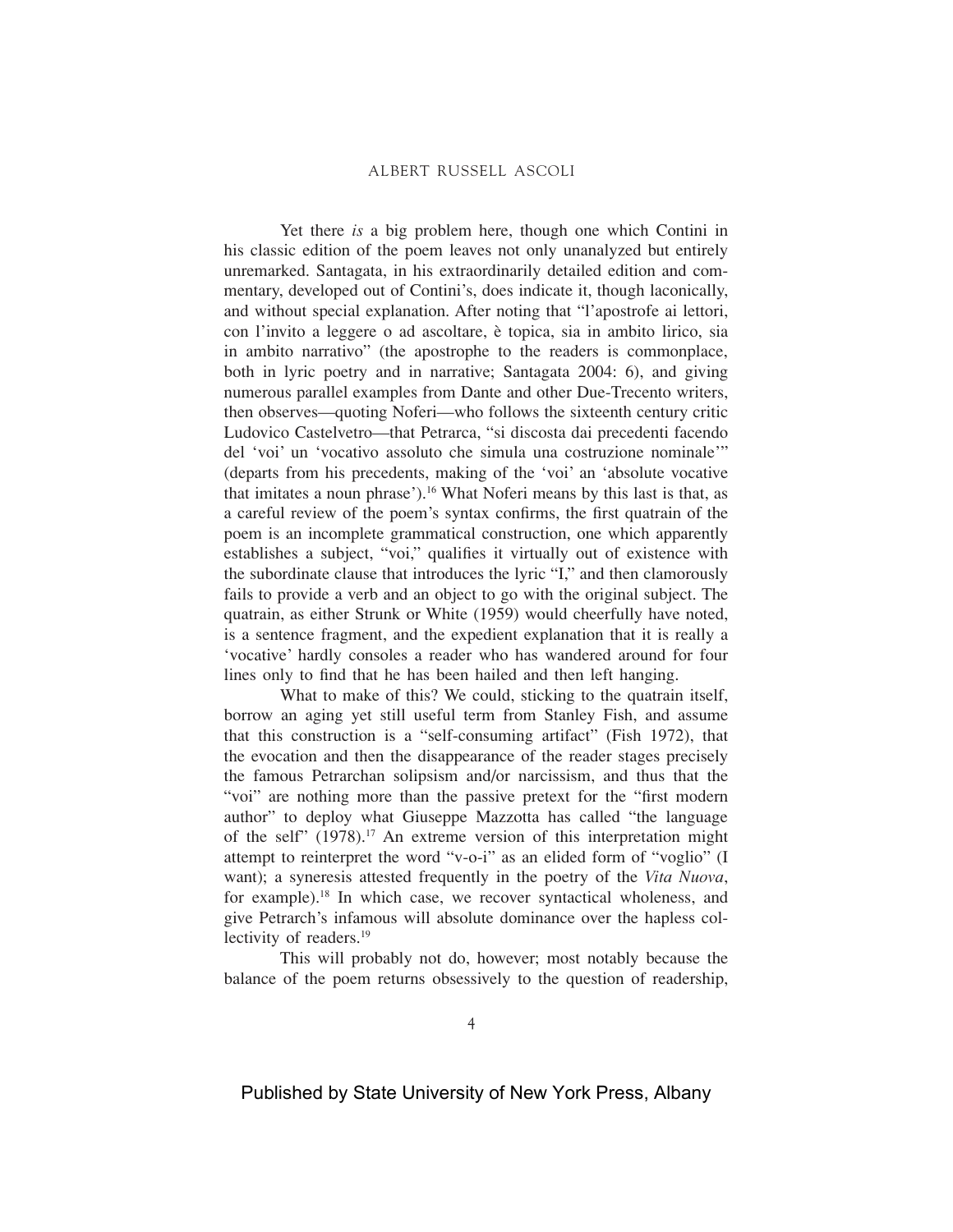Yet there *is* a big problem here, though one which Contini in his classic edition of the poem leaves not only unanalyzed but entirely unremarked. Santagata, in his extraordinarily detailed edition and commentary, developed out of Contini's, does indicate it, though laconically, and without special explanation. After noting that "l'apostrofe ai lettori, con l'invito a leggere o ad ascoltare, è topica, sia in ambito lirico, sia in ambito narrativo" (the apostrophe to the readers is commonplace, both in lyric poetry and in narrative; Santagata 2004: 6), and giving numerous parallel examples from Dante and other Due-Trecento writers, then observes—quoting Noferi—who follows the sixteenth century critic Ludovico Castelvetro—that Petrarca, "si discosta dai precedenti facendo del 'voi' un 'vocativo assoluto che simula una costruzione nominale'" (departs from his precedents, making of the 'voi' an 'absolute vocative that imitates a noun phrase').[16] What Noferi means by this last is that, as a careful review of the poem's syntax confirms, the first quatrain of the poem is an incomplete grammatical construction, one which apparently establishes a subject, "voi," qualifies it virtually out of existence with the subordinate clause that introduces the lyric "I," and then clamorously fails to provide a verb and an object to go with the original subject. The quatrain, as either Strunk or White (1959) would cheerfully have noted, is a sentence fragment, and the expedient explanation that it is really a 'vocative' hardly consoles a reader who has wandered around for four lines only to find that he has been hailed and then left hanging.

What to make of this? We could, sticking to the quatrain itself, borrow an aging yet still useful term from Stanley Fish, and assume that this construction is a "self-consuming artifact" (Fish 1972), that the evocation and then the disappearance of the reader stages precisely the famous Petrarchan solipsism and/or narcissism, and thus that the "voi" are nothing more than the passive pretext for the "first modern author" to deploy what Giuseppe Mazzotta has called "the language of the self" (1978).[17] An extreme version of this interpretation might attempt to reinterpret the word "v-o-i" as an elided form of "voglio" (I want); a syneresis attested frequently in the poetry of the *Vita Nuova*, for example).[18] In which case, we recover syntactical wholeness, and give Petrarch's infamous will absolute dominance over the hapless collectivity of readers.[19]

This will probably not do, however; most notably because the balance of the poem returns obsessively to the question of readership,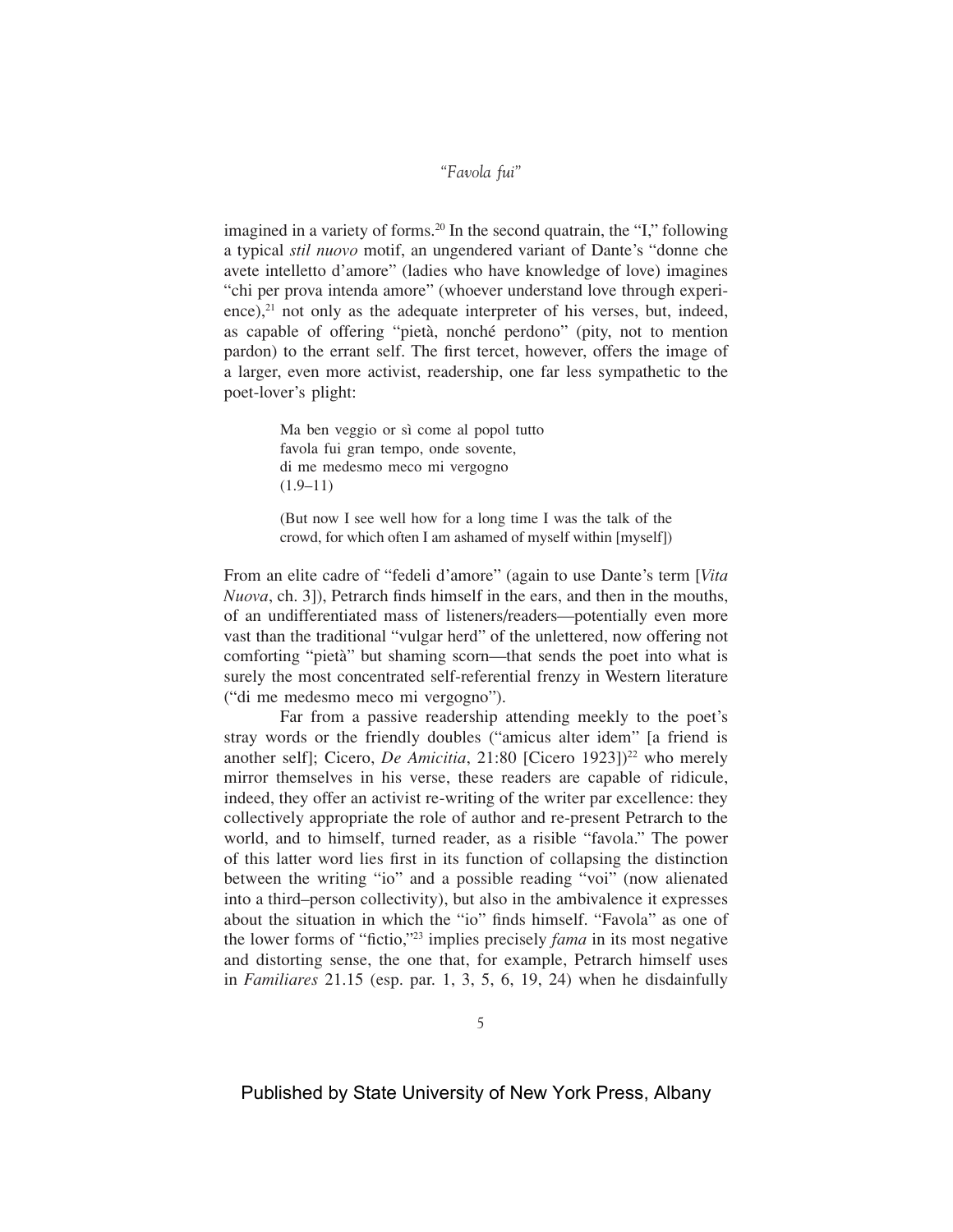imagined in a variety of forms.[20] In the second quatrain, the "I," following a typical *stil nuovo* motif, an ungendered variant of Dante's "donne che avete intelletto d'amore" (ladies who have knowledge of love) imagines "chi per prova intenda amore" (whoever understand love through experience),[21] not only as the adequate interpreter of his verses, but, indeed, as capable of offering "pietà, nonché perdono" (pity, not to mention pardon) to the errant self. The first tercet, however, offers the image of a larger, even more activist, readership, one far less sympathetic to the poet-lover's plight:

> Ma ben veggio or sì come al popol tutto
> favola fui gran tempo, onde sovente,
> di me medesmo meco mi vergogno
> (1.9–11)
>
> (But now I see well how for a long time I was the talk of the crowd, for which often I am ashamed of myself within [myself])

From an elite cadre of "fedeli d'amore" (again to use Dante's term [*Vita Nuova*, ch. 3]), Petrarch finds himself in the ears, and then in the mouths, of an undifferentiated mass of listeners/readers—potentially even more vast than the traditional "vulgar herd" of the unlettered, now offering not comforting "pietà" but shaming scorn—that sends the poet into what is surely the most concentrated self-referential frenzy in Western literature ("di me medesmo meco mi vergogno").

Far from a passive readership attending meekly to the poet's stray words or the friendly doubles ("amicus alter idem" [a friend is another self]; Cicero, *De Amicitia*, 21:80 [Cicero 1923])[22] who merely mirror themselves in his verse, these readers are capable of ridicule, indeed, they offer an activist re-writing of the writer par excellence: they collectively appropriate the role of author and re-present Petrarch to the world, and to himself, turned reader, as a risible "favola." The power of this latter word lies first in its function of collapsing the distinction between the writing "io" and a possible reading "voi" (now alienated into a third–person collectivity), but also in the ambivalence it expresses about the situation in which the "io" finds himself. "Favola" as one of the lower forms of "fictio,"[23] implies precisely *fama* in its most negative and distorting sense, the one that, for example, Petrarch himself uses in *Familiares* 21.15 (esp. par. 1, 3, 5, 6, 19, 24) when he disdainfully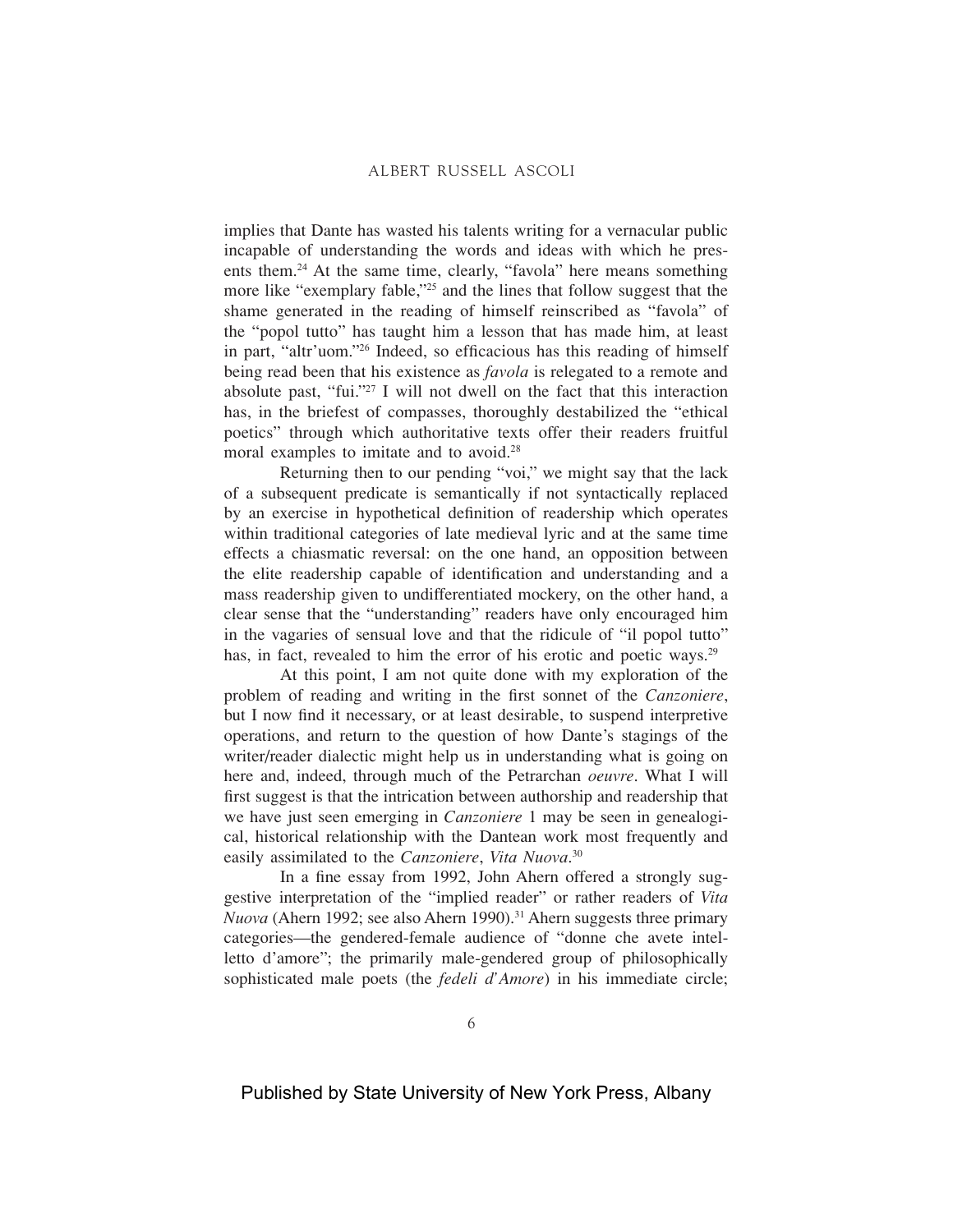implies that Dante has wasted his talents writing for a vernacular public incapable of understanding the words and ideas with which he presents them.[24] At the same time, clearly, "favola" here means something more like "exemplary fable,"[25] and the lines that follow suggest that the shame generated in the reading of himself reinscribed as "favola" of the "popol tutto" has taught him a lesson that has made him, at least in part, "altr'uom."[26] Indeed, so efficacious has this reading of himself being read been that his existence as *favola* is relegated to a remote and absolute past, "fui."[27] I will not dwell on the fact that this interaction has, in the briefest of compasses, thoroughly destabilized the "ethical poetics" through which authoritative texts offer their readers fruitful moral examples to imitate and to avoid.[28]

Returning then to our pending "voi," we might say that the lack of a subsequent predicate is semantically if not syntactically replaced by an exercise in hypothetical definition of readership which operates within traditional categories of late medieval lyric and at the same time effects a chiasmatic reversal: on the one hand, an opposition between the elite readership capable of identification and understanding and a mass readership given to undifferentiated mockery, on the other hand, a clear sense that the "understanding" readers have only encouraged him in the vagaries of sensual love and that the ridicule of "il popol tutto" has, in fact, revealed to him the error of his erotic and poetic ways.[29]

At this point, I am not quite done with my exploration of the problem of reading and writing in the first sonnet of the *Canzoniere*, but I now find it necessary, or at least desirable, to suspend interpretive operations, and return to the question of how Dante's stagings of the writer/reader dialectic might help us in understanding what is going on here and, indeed, through much of the Petrarchan *oeuvre*. What I will first suggest is that the intrication between authorship and readership that we have just seen emerging in *Canzoniere* 1 may be seen in genealogical, historical relationship with the Dantean work most frequently and easily assimilated to the *Canzoniere*, *Vita Nuova*.[30]

In a fine essay from 1992, John Ahern offered a strongly suggestive interpretation of the "implied reader" or rather readers of *Vita Nuova* (Ahern 1992; see also Ahern 1990).[31] Ahern suggests three primary categories—the gendered-female audience of "donne che avete intelletto d'amore"; the primarily male-gendered group of philosophically sophisticated male poets (the *fedeli d'Amore*) in his immediate circle;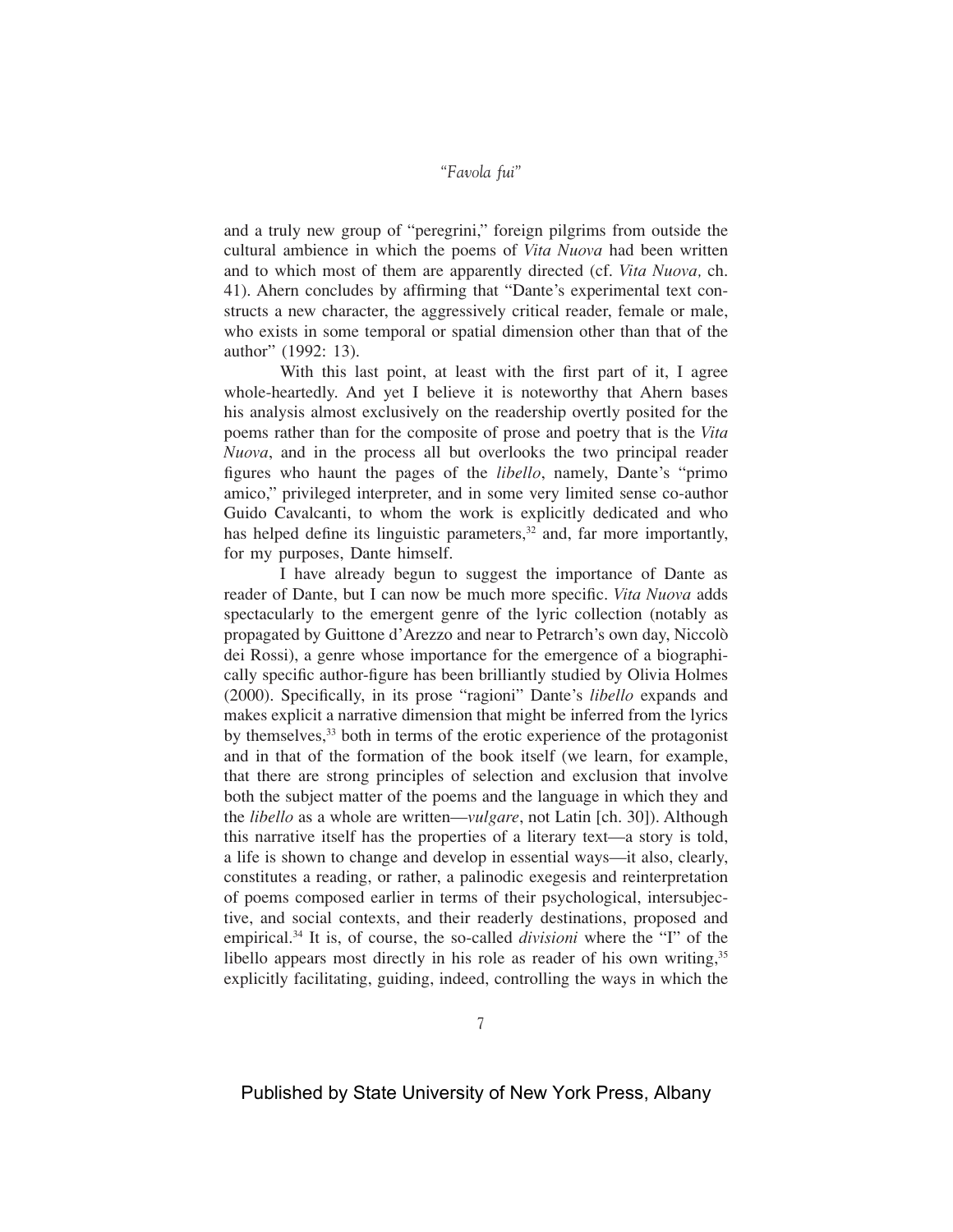and a truly new group of "peregrini," foreign pilgrims from outside the cultural ambience in which the poems of *Vita Nuova* had been written and to which most of them are apparently directed (cf. *Vita Nuova,* ch. 41). Ahern concludes by affirming that "Dante's experimental text constructs a new character, the aggressively critical reader, female or male, who exists in some temporal or spatial dimension other than that of the author" (1992: 13).

With this last point, at least with the first part of it, I agree whole-heartedly. And yet I believe it is noteworthy that Ahern bases his analysis almost exclusively on the readership overtly posited for the poems rather than for the composite of prose and poetry that is the *Vita Nuova*, and in the process all but overlooks the two principal reader figures who haunt the pages of the *libello*, namely, Dante's "primo amico," privileged interpreter, and in some very limited sense co-author Guido Cavalcanti, to whom the work is explicitly dedicated and who has helped define its linguistic parameters,[32] and, far more importantly, for my purposes, Dante himself.

I have already begun to suggest the importance of Dante as reader of Dante, but I can now be much more specific. *Vita Nuova* adds spectacularly to the emergent genre of the lyric collection (notably as propagated by Guittone d'Arezzo and near to Petrarch's own day, Niccolò dei Rossi), a genre whose importance for the emergence of a biographically specific author-figure has been brilliantly studied by Olivia Holmes (2000). Specifically, in its prose "ragioni" Dante's *libello* expands and makes explicit a narrative dimension that might be inferred from the lyrics by themselves,[33] both in terms of the erotic experience of the protagonist and in that of the formation of the book itself (we learn, for example, that there are strong principles of selection and exclusion that involve both the subject matter of the poems and the language in which they and the *libello* as a whole are written—*vulgare*, not Latin [ch. 30]). Although this narrative itself has the properties of a literary text—a story is told, a life is shown to change and develop in essential ways—it also, clearly, constitutes a reading, or rather, a palinodic exegesis and reinterpretation of poems composed earlier in terms of their psychological, intersubjective, and social contexts, and their readerly destinations, proposed and empirical.[34] It is, of course, the so-called *divisioni* where the "I" of the libello appears most directly in his role as reader of his own writing,[35] explicitly facilitating, guiding, indeed, controlling the ways in which the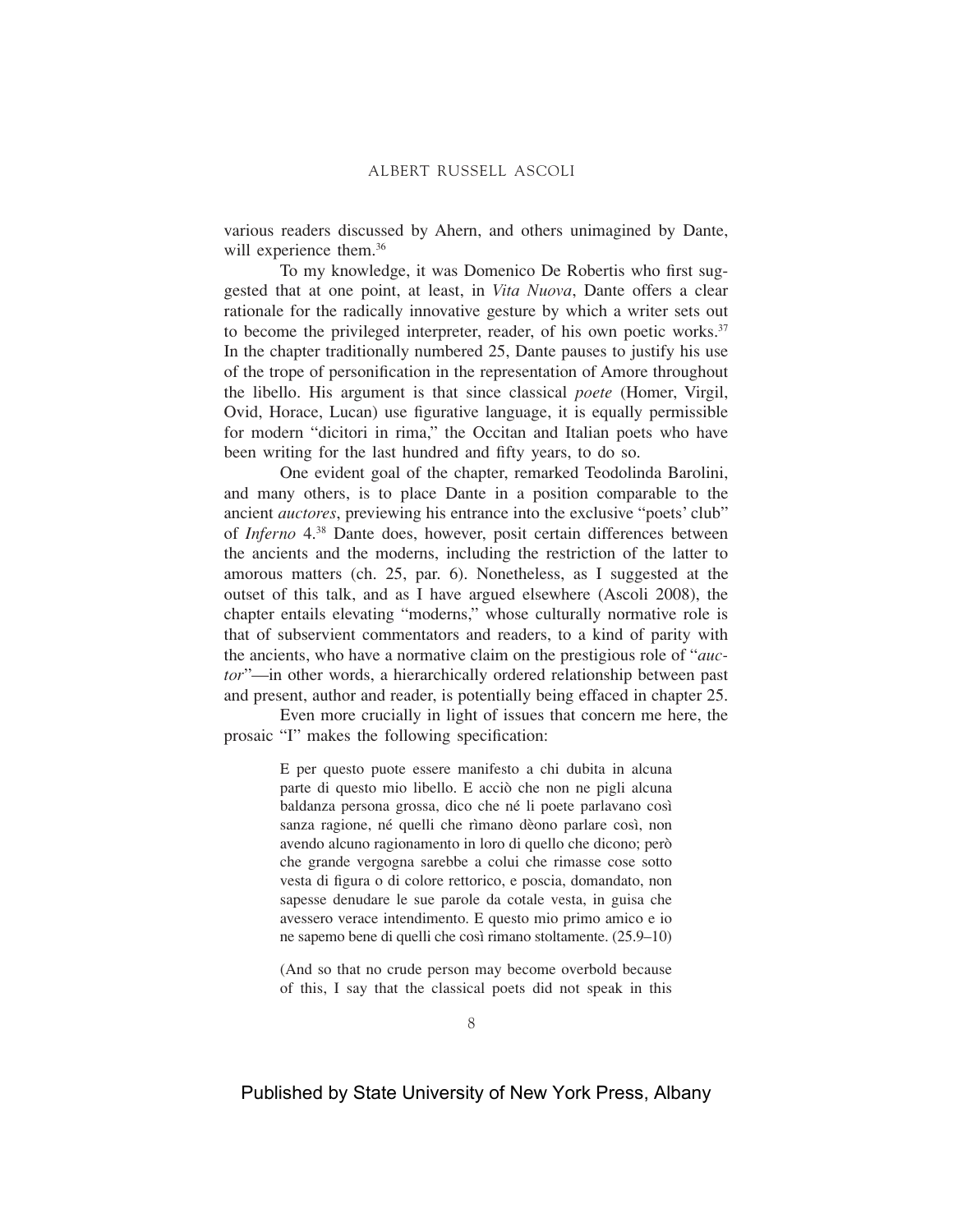various readers discussed by Ahern, and others unimagined by Dante, will experience them.[36]

To my knowledge, it was Domenico De Robertis who first suggested that at one point, at least, in *Vita Nuova*, Dante offers a clear rationale for the radically innovative gesture by which a writer sets out to become the privileged interpreter, reader, of his own poetic works.[37] In the chapter traditionally numbered 25, Dante pauses to justify his use of the trope of personification in the representation of Amore throughout the libello. His argument is that since classical *poete* (Homer, Virgil, Ovid, Horace, Lucan) use figurative language, it is equally permissible for modern "dicitori in rima," the Occitan and Italian poets who have been writing for the last hundred and fifty years, to do so.

One evident goal of the chapter, remarked Teodolinda Barolini, and many others, is to place Dante in a position comparable to the ancient *auctores*, previewing his entrance into the exclusive "poets' club" of *Inferno* 4.[38] Dante does, however, posit certain differences between the ancients and the moderns, including the restriction of the latter to amorous matters (ch. 25, par. 6). Nonetheless, as I suggested at the outset of this talk, and as I have argued elsewhere (Ascoli 2008), the chapter entails elevating "moderns," whose culturally normative role is that of subservient commentators and readers, to a kind of parity with the ancients, who have a normative claim on the prestigious role of "*auctor*"—in other words, a hierarchically ordered relationship between past and present, author and reader, is potentially being effaced in chapter 25.

Even more crucially in light of issues that concern me here, the prosaic "I" makes the following specification:

> E per questo puote essere manifesto a chi dubita in alcuna parte di questo mio libello. E acciò che non ne pigli alcuna baldanza persona grossa, dico che né li poete parlavano così sanza ragione, né quelli che rìmano dèono parlare così, non avendo alcuno ragionamento in loro di quello che dicono; però che grande vergogna sarebbe a colui che rimasse cose sotto vesta di figura o di colore rettorico, e poscia, domandato, non sapesse denudare le sue parole da cotale vesta, in guisa che avessero verace intendimento. E questo mio primo amico e io ne sapemo bene di quelli che così rimano stoltamente. (25.9–10)

> (And so that no crude person may become overbold because of this, I say that the classical poets did not speak in this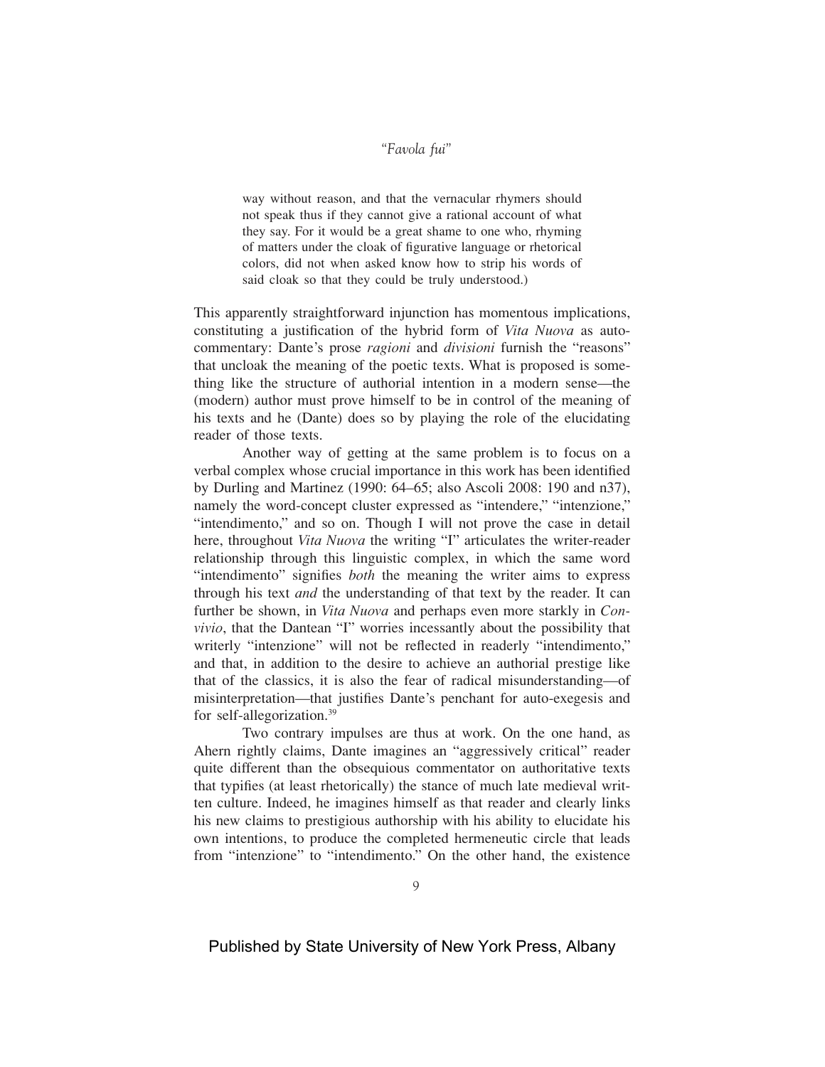> way without reason, and that the vernacular rhymers should not speak thus if they cannot give a rational account of what they say. For it would be a great shame to one who, rhyming of matters under the cloak of figurative language or rhetorical colors, did not when asked know how to strip his words of said cloak so that they could be truly understood.)

This apparently straightforward injunction has momentous implications, constituting a justification of the hybrid form of *Vita Nuova* as autocommentary: Dante's prose *ragioni* and *divisioni* furnish the "reasons" that uncloak the meaning of the poetic texts. What is proposed is something like the structure of authorial intention in a modern sense—the (modern) author must prove himself to be in control of the meaning of his texts and he (Dante) does so by playing the role of the elucidating reader of those texts.

Another way of getting at the same problem is to focus on a verbal complex whose crucial importance in this work has been identified by Durling and Martinez (1990: 64–65; also Ascoli 2008: 190 and n37), namely the word-concept cluster expressed as "intendere," "intenzione," "intendimento," and so on. Though I will not prove the case in detail here, throughout *Vita Nuova* the writing "I" articulates the writer-reader relationship through this linguistic complex, in which the same word "intendimento" signifies *both* the meaning the writer aims to express through his text *and* the understanding of that text by the reader. It can further be shown, in *Vita Nuova* and perhaps even more starkly in *Convivio*, that the Dantean "I" worries incessantly about the possibility that writerly "intenzione" will not be reflected in readerly "intendimento," and that, in addition to the desire to achieve an authorial prestige like that of the classics, it is also the fear of radical misunderstanding—of misinterpretation—that justifies Dante's penchant for auto-exegesis and for self-allegorization.[39]

Two contrary impulses are thus at work. On the one hand, as Ahern rightly claims, Dante imagines an "aggressively critical" reader quite different than the obsequious commentator on authoritative texts that typifies (at least rhetorically) the stance of much late medieval written culture. Indeed, he imagines himself as that reader and clearly links his new claims to prestigious authorship with his ability to elucidate his own intentions, to produce the completed hermeneutic circle that leads from "intenzione" to "intendimento." On the other hand, the existence

Published by State University of New York Press, Albany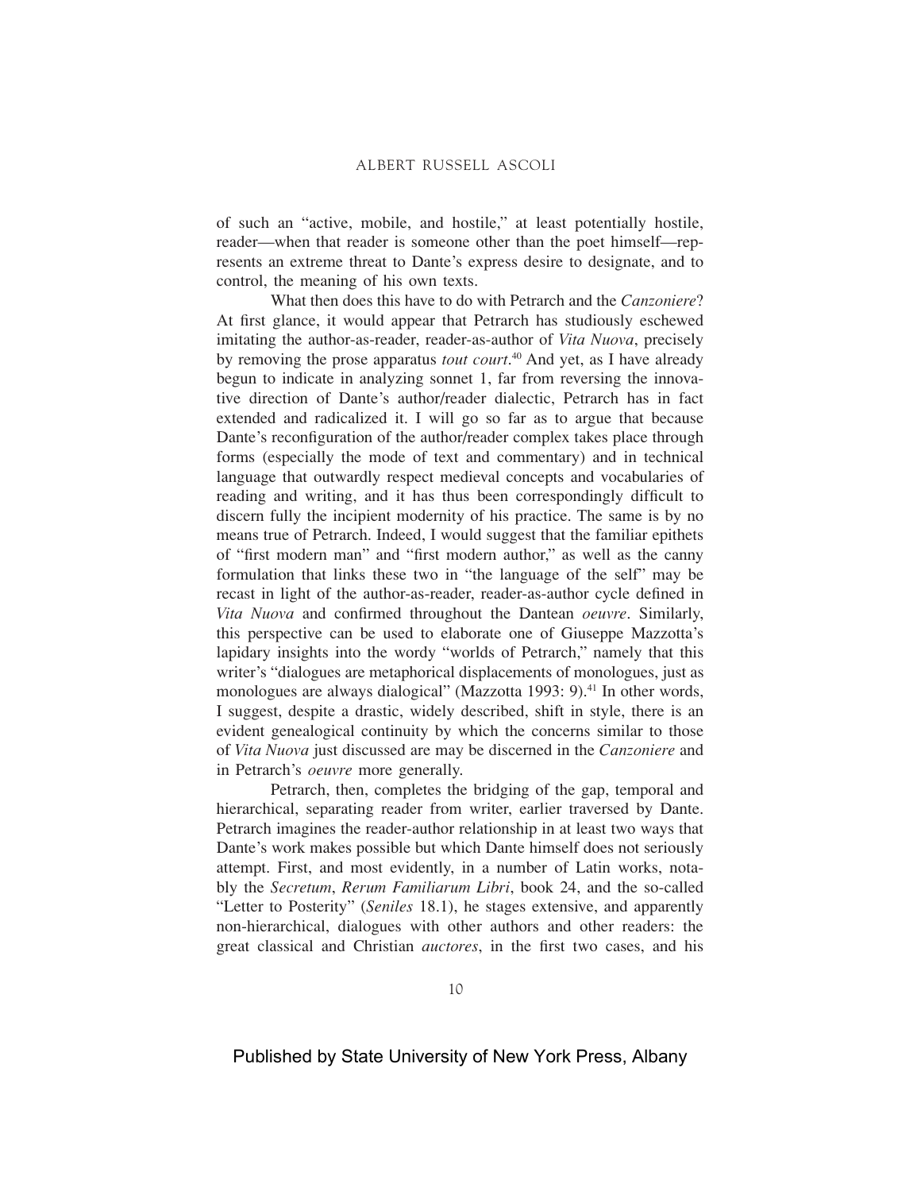of such an "active, mobile, and hostile," at least potentially hostile, reader—when that reader is someone other than the poet himself—represents an extreme threat to Dante's express desire to designate, and to control, the meaning of his own texts.

What then does this have to do with Petrarch and the *Canzoniere*? At first glance, it would appear that Petrarch has studiously eschewed imitating the author-as-reader, reader-as-author of *Vita Nuova*, precisely by removing the prose apparatus *tout court*.[40] And yet, as I have already begun to indicate in analyzing sonnet 1, far from reversing the innovative direction of Dante's author/reader dialectic, Petrarch has in fact extended and radicalized it. I will go so far as to argue that because Dante's reconfiguration of the author/reader complex takes place through forms (especially the mode of text and commentary) and in technical language that outwardly respect medieval concepts and vocabularies of reading and writing, and it has thus been correspondingly difficult to discern fully the incipient modernity of his practice. The same is by no means true of Petrarch. Indeed, I would suggest that the familiar epithets of "first modern man" and "first modern author," as well as the canny formulation that links these two in "the language of the self" may be recast in light of the author-as-reader, reader-as-author cycle defined in *Vita Nuova* and confirmed throughout the Dantean *oeuvre*. Similarly, this perspective can be used to elaborate one of Giuseppe Mazzotta's lapidary insights into the wordy "worlds of Petrarch," namely that this writer's "dialogues are metaphorical displacements of monologues, just as monologues are always dialogical" (Mazzotta 1993: 9).[41] In other words, I suggest, despite a drastic, widely described, shift in style, there is an evident genealogical continuity by which the concerns similar to those of *Vita Nuova* just discussed are may be discerned in the *Canzoniere* and in Petrarch's *oeuvre* more generally.

Petrarch, then, completes the bridging of the gap, temporal and hierarchical, separating reader from writer, earlier traversed by Dante. Petrarch imagines the reader-author relationship in at least two ways that Dante's work makes possible but which Dante himself does not seriously attempt. First, and most evidently, in a number of Latin works, notably the *Secretum*, *Rerum Familiarum Libri*, book 24, and the so-called "Letter to Posterity" (*Seniles* 18.1), he stages extensive, and apparently non-hierarchical, dialogues with other authors and other readers: the great classical and Christian *auctores*, in the first two cases, and his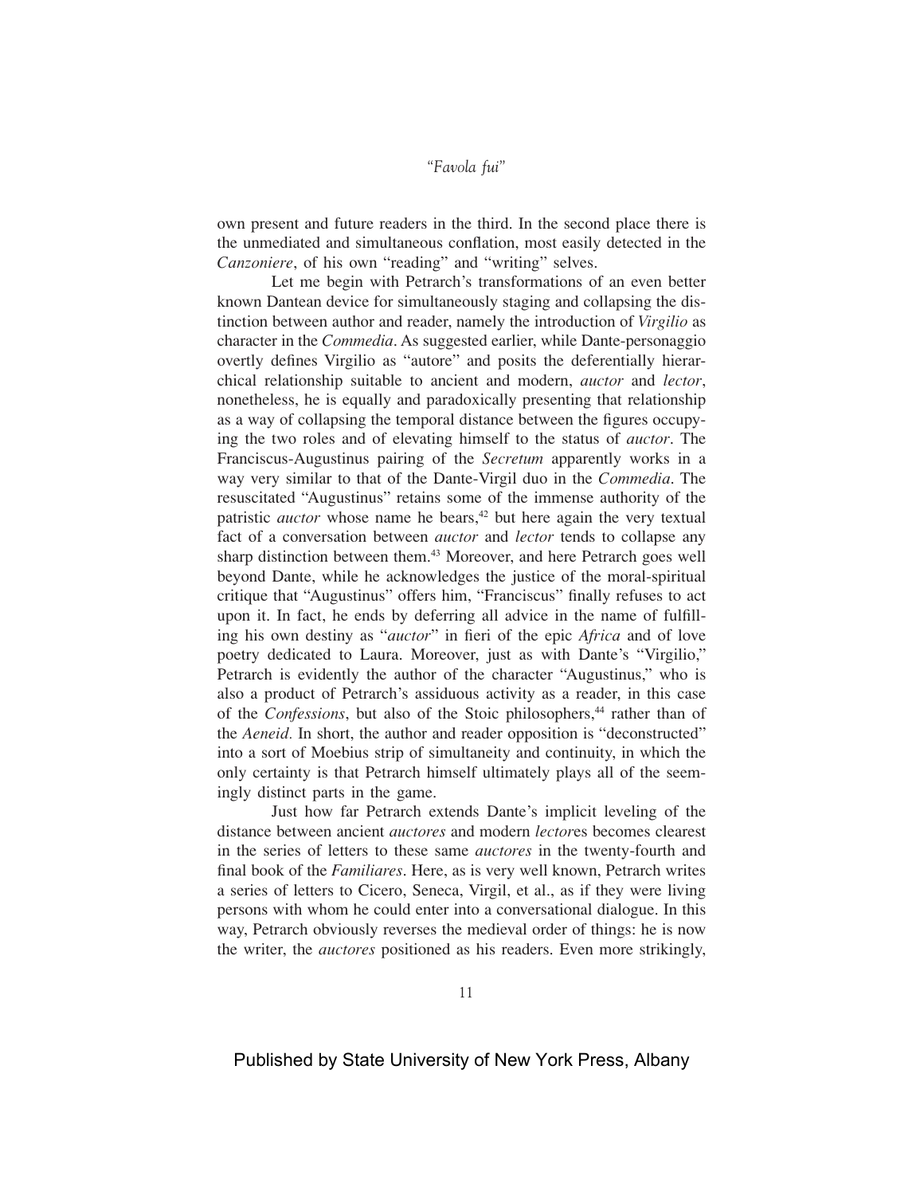own present and future readers in the third. In the second place there is the unmediated and simultaneous conflation, most easily detected in the *Canzoniere*, of his own "reading" and "writing" selves.

Let me begin with Petrarch's transformations of an even better known Dantean device for simultaneously staging and collapsing the distinction between author and reader, namely the introduction of *Virgilio* as character in the *Commedia*. As suggested earlier, while Dante-personaggio overtly defines Virgilio as "autore" and posits the deferentially hierarchical relationship suitable to ancient and modern, *auctor* and *lector*, nonetheless, he is equally and paradoxically presenting that relationship as a way of collapsing the temporal distance between the figures occupying the two roles and of elevating himself to the status of *auctor*. The Franciscus-Augustinus pairing of the *Secretum* apparently works in a way very similar to that of the Dante-Virgil duo in the *Commedia*. The resuscitated "Augustinus" retains some of the immense authority of the patristic *auctor* whose name he bears,[42] but here again the very textual fact of a conversation between *auctor* and *lector* tends to collapse any sharp distinction between them.[43] Moreover, and here Petrarch goes well beyond Dante, while he acknowledges the justice of the moral-spiritual critique that "Augustinus" offers him, "Franciscus" finally refuses to act upon it. In fact, he ends by deferring all advice in the name of fulfilling his own destiny as "*auctor*" in fieri of the epic *Africa* and of love poetry dedicated to Laura. Moreover, just as with Dante's "Virgilio," Petrarch is evidently the author of the character "Augustinus," who is also a product of Petrarch's assiduous activity as a reader, in this case of the *Confessions*, but also of the Stoic philosophers,[44] rather than of the *Aeneid*. In short, the author and reader opposition is "deconstructed" into a sort of Moebius strip of simultaneity and continuity, in which the only certainty is that Petrarch himself ultimately plays all of the seemingly distinct parts in the game.

Just how far Petrarch extends Dante's implicit leveling of the distance between ancient *auctores* and modern *lector*es becomes clearest in the series of letters to these same *auctores* in the twenty-fourth and final book of the *Familiares*. Here, as is very well known, Petrarch writes a series of letters to Cicero, Seneca, Virgil, et al., as if they were living persons with whom he could enter into a conversational dialogue. In this way, Petrarch obviously reverses the medieval order of things: he is now the writer, the *auctores* positioned as his readers. Even more strikingly,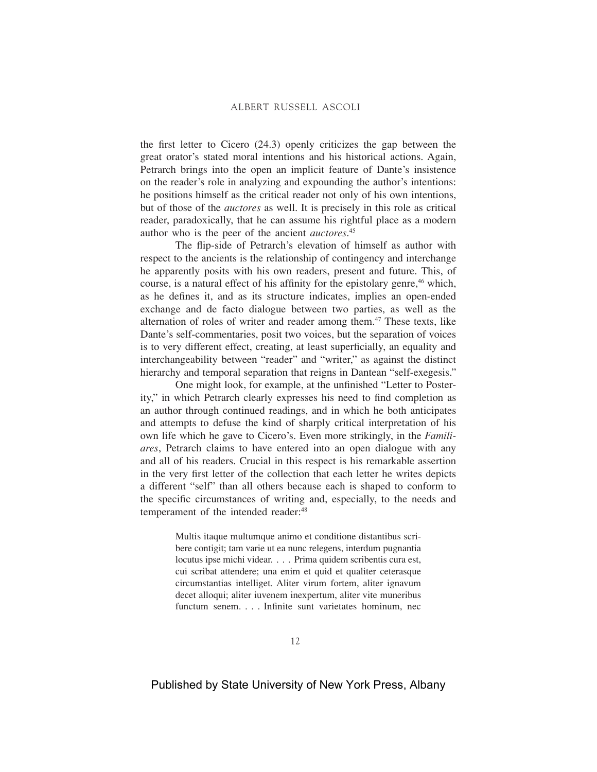the first letter to Cicero (24.3) openly criticizes the gap between the great orator's stated moral intentions and his historical actions. Again, Petrarch brings into the open an implicit feature of Dante's insistence on the reader's role in analyzing and expounding the author's intentions: he positions himself as the critical reader not only of his own intentions, but of those of the *auctores* as well. It is precisely in this role as critical reader, paradoxically, that he can assume his rightful place as a modern author who is the peer of the ancient *auctores*.[45]

The flip-side of Petrarch's elevation of himself as author with respect to the ancients is the relationship of contingency and interchange he apparently posits with his own readers, present and future. This, of course, is a natural effect of his affinity for the epistolary genre,[46] which, as he defines it, and as its structure indicates, implies an open-ended exchange and de facto dialogue between two parties, as well as the alternation of roles of writer and reader among them.[47] These texts, like Dante's self-commentaries, posit two voices, but the separation of voices is to very different effect, creating, at least superficially, an equality and interchangeability between "reader" and "writer," as against the distinct hierarchy and temporal separation that reigns in Dantean "self-exegesis."

One might look, for example, at the unfinished "Letter to Posterity," in which Petrarch clearly expresses his need to find completion as an author through continued readings, and in which he both anticipates and attempts to defuse the kind of sharply critical interpretation of his own life which he gave to Cicero's. Even more strikingly, in the *Familiares*, Petrarch claims to have entered into an open dialogue with any and all of his readers. Crucial in this respect is his remarkable assertion in the very first letter of the collection that each letter he writes depicts a different "self" than all others because each is shaped to conform to the specific circumstances of writing and, especially, to the needs and temperament of the intended reader:[48]

> Multis itaque multumque animo et conditione distantibus scribere contigit; tam varie ut ea nunc relegens, interdum pugnantia locutus ipse michi videar. . . . Prima quidem scribentis cura est, cui scribat attendere; una enim et quid et qualiter ceterasque circumstantias intelliget. Aliter virum fortem, aliter ignavum decet alloqui; aliter iuvenem inexpertum, aliter vite muneribus functum senem. . . . Infinite sunt varietates hominum, nec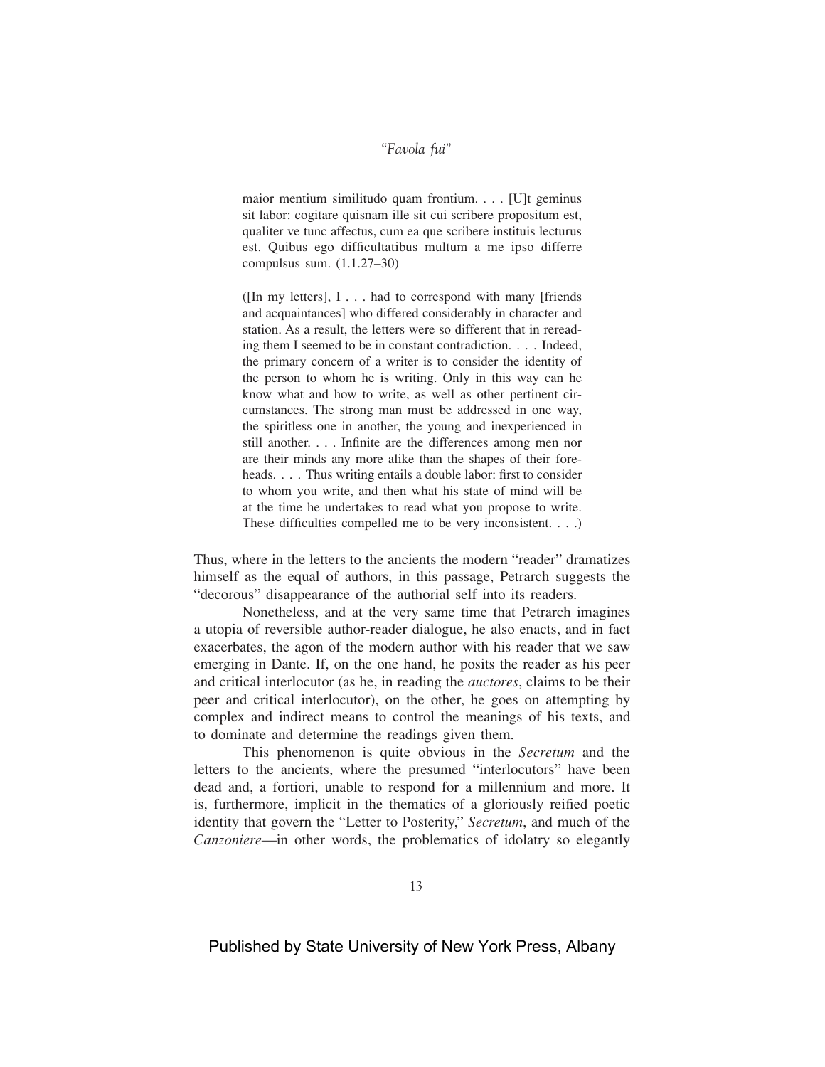> maior mentium similitudo quam frontium. . . . [U]t geminus sit labor: cogitare quisnam ille sit cui scribere propositum est, qualiter ve tunc affectus, cum ea que scribere instituis lecturus est. Quibus ego difficultatibus multum a me ipso differre compulsus sum. (1.1.27–30)
>
> ([In my letters], I . . . had to correspond with many [friends and acquaintances] who differed considerably in character and station. As a result, the letters were so different that in rereading them I seemed to be in constant contradiction. . . . Indeed, the primary concern of a writer is to consider the identity of the person to whom he is writing. Only in this way can he know what and how to write, as well as other pertinent circumstances. The strong man must be addressed in one way, the spiritless one in another, the young and inexperienced in still another. . . . Infinite are the differences among men nor are their minds any more alike than the shapes of their foreheads. . . . Thus writing entails a double labor: first to consider to whom you write, and then what his state of mind will be at the time he undertakes to read what you propose to write. These difficulties compelled me to be very inconsistent. . . .)

Thus, where in the letters to the ancients the modern "reader" dramatizes himself as the equal of authors, in this passage, Petrarch suggests the "decorous" disappearance of the authorial self into its readers.

Nonetheless, and at the very same time that Petrarch imagines a utopia of reversible author-reader dialogue, he also enacts, and in fact exacerbates, the agon of the modern author with his reader that we saw emerging in Dante. If, on the one hand, he posits the reader as his peer and critical interlocutor (as he, in reading the *auctores*, claims to be their peer and critical interlocutor), on the other, he goes on attempting by complex and indirect means to control the meanings of his texts, and to dominate and determine the readings given them.

This phenomenon is quite obvious in the *Secretum* and the letters to the ancients, where the presumed "interlocutors" have been dead and, a fortiori, unable to respond for a millennium and more. It is, furthermore, implicit in the thematics of a gloriously reified poetic identity that govern the "Letter to Posterity," *Secretum*, and much of the *Canzoniere*—in other words, the problematics of idolatry so elegantly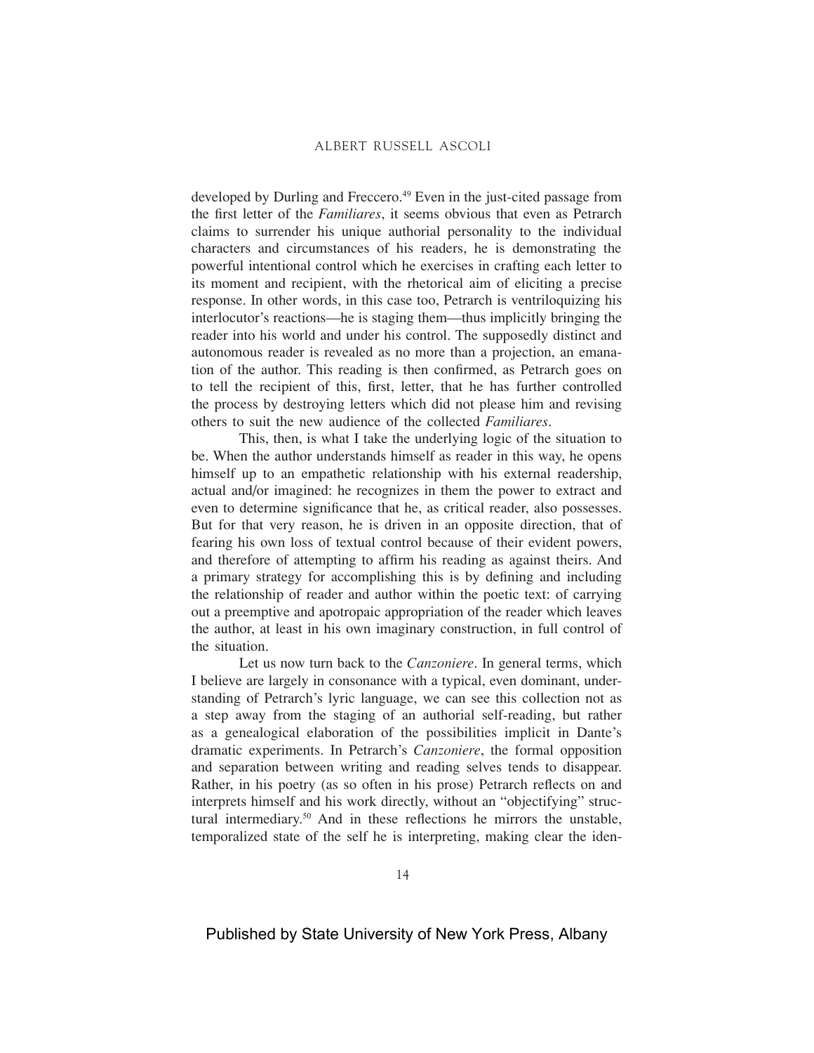developed by Durling and Freccero.[49] Even in the just-cited passage from the first letter of the *Familiares*, it seems obvious that even as Petrarch claims to surrender his unique authorial personality to the individual characters and circumstances of his readers, he is demonstrating the powerful intentional control which he exercises in crafting each letter to its moment and recipient, with the rhetorical aim of eliciting a precise response. In other words, in this case too, Petrarch is ventriloquizing his interlocutor's reactions—he is staging them—thus implicitly bringing the reader into his world and under his control. The supposedly distinct and autonomous reader is revealed as no more than a projection, an emanation of the author. This reading is then confirmed, as Petrarch goes on to tell the recipient of this, first, letter, that he has further controlled the process by destroying letters which did not please him and revising others to suit the new audience of the collected *Familiares*.

This, then, is what I take the underlying logic of the situation to be. When the author understands himself as reader in this way, he opens himself up to an empathetic relationship with his external readership, actual and/or imagined: he recognizes in them the power to extract and even to determine significance that he, as critical reader, also possesses. But for that very reason, he is driven in an opposite direction, that of fearing his own loss of textual control because of their evident powers, and therefore of attempting to affirm his reading as against theirs. And a primary strategy for accomplishing this is by defining and including the relationship of reader and author within the poetic text: of carrying out a preemptive and apotropaic appropriation of the reader which leaves the author, at least in his own imaginary construction, in full control of the situation.

Let us now turn back to the *Canzoniere*. In general terms, which I believe are largely in consonance with a typical, even dominant, understanding of Petrarch's lyric language, we can see this collection not as a step away from the staging of an authorial self-reading, but rather as a genealogical elaboration of the possibilities implicit in Dante's dramatic experiments. In Petrarch's *Canzoniere*, the formal opposition and separation between writing and reading selves tends to disappear. Rather, in his poetry (as so often in his prose) Petrarch reflects on and interprets himself and his work directly, without an "objectifying" structural intermediary.[50] And in these reflections he mirrors the unstable, temporalized state of the self he is interpreting, making clear the iden-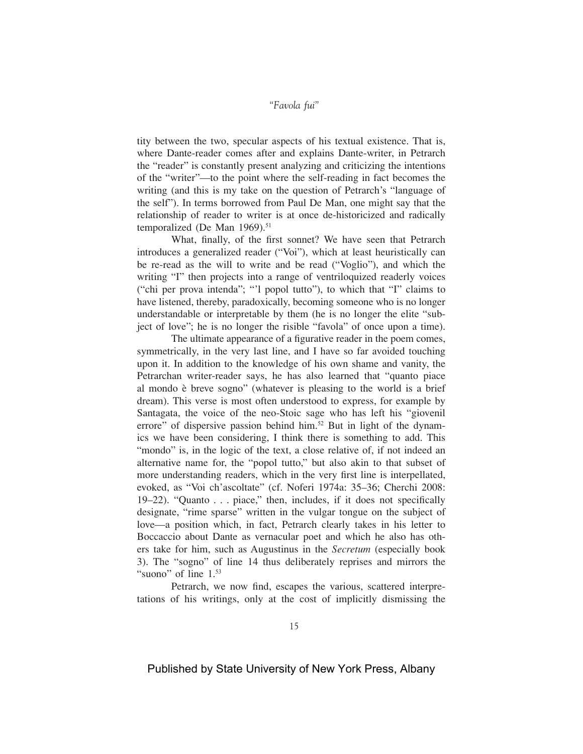tity between the two, specular aspects of his textual existence. That is, where Dante-reader comes after and explains Dante-writer, in Petrarch the "reader" is constantly present analyzing and criticizing the intentions of the "writer"—to the point where the self-reading in fact becomes the writing (and this is my take on the question of Petrarch's "language of the self"). In terms borrowed from Paul De Man, one might say that the relationship of reader to writer is at once de-historicized and radically temporalized (De Man 1969).[51]

What, finally, of the first sonnet? We have seen that Petrarch introduces a generalized reader ("Voi"), which at least heuristically can be re-read as the will to write and be read ("Voglio"), and which the writing "I" then projects into a range of ventriloquized readerly voices ("chi per prova intenda"; "'l popol tutto"), to which that "I" claims to have listened, thereby, paradoxically, becoming someone who is no longer understandable or interpretable by them (he is no longer the elite "subject of love"; he is no longer the risible "favola" of once upon a time).

The ultimate appearance of a figurative reader in the poem comes, symmetrically, in the very last line, and I have so far avoided touching upon it. In addition to the knowledge of his own shame and vanity, the Petrarchan writer-reader says, he has also learned that "quanto piace al mondo è breve sogno" (whatever is pleasing to the world is a brief dream). This verse is most often understood to express, for example by Santagata, the voice of the neo-Stoic sage who has left his "giovenil errore" of dispersive passion behind him.[52] But in light of the dynamics we have been considering, I think there is something to add. This "mondo" is, in the logic of the text, a close relative of, if not indeed an alternative name for, the "popol tutto," but also akin to that subset of more understanding readers, which in the very first line is interpellated, evoked, as "Voi ch'ascoltate" (cf. Noferi 1974a: 35–36; Cherchi 2008: 19–22). "Quanto . . . piace," then, includes, if it does not specifically designate, "rime sparse" written in the vulgar tongue on the subject of love—a position which, in fact, Petrarch clearly takes in his letter to Boccaccio about Dante as vernacular poet and which he also has others take for him, such as Augustinus in the *Secretum* (especially book 3). The "sogno" of line 14 thus deliberately reprises and mirrors the "suono" of line 1.[53]

Petrarch, we now find, escapes the various, scattered interpretations of his writings, only at the cost of implicitly dismissing the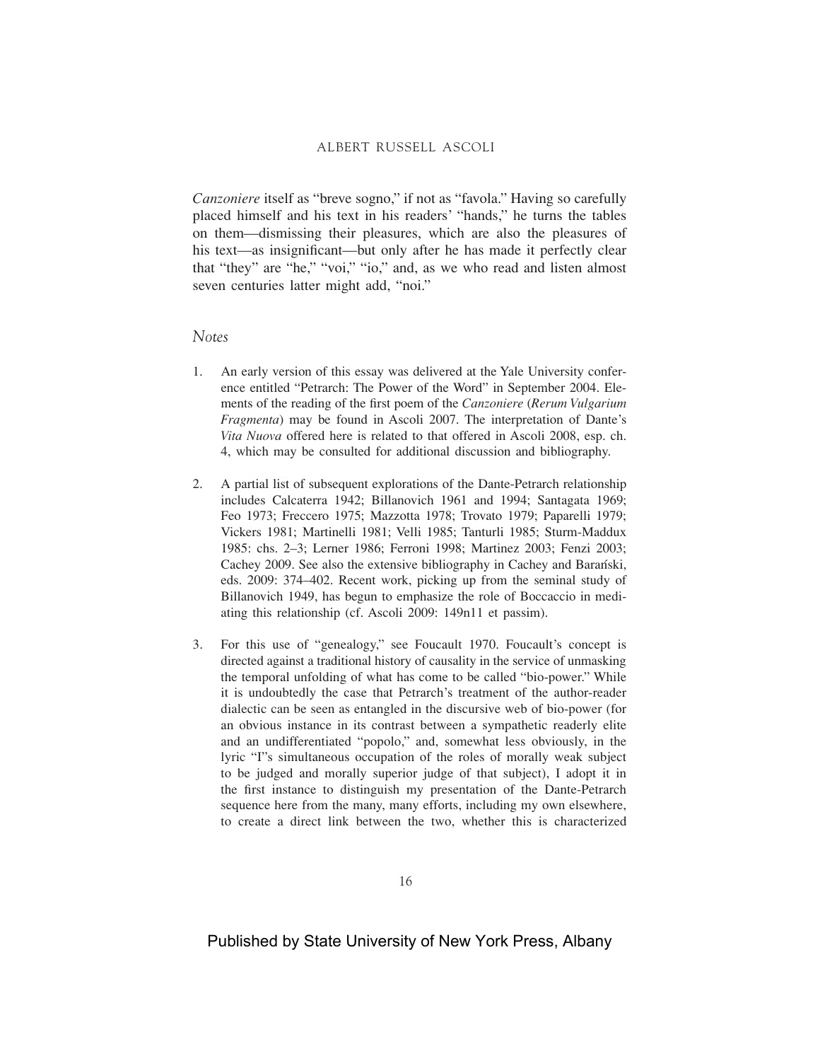*Canzoniere* itself as "breve sogno," if not as "favola." Having so carefully placed himself and his text in his readers' "hands," he turns the tables on them—dismissing their pleasures, which are also the pleasures of his text—as insignificant—but only after he has made it perfectly clear that "they" are "he," "voi," "io," and, as we who read and listen almost seven centuries latter might add, "noi."

## Notes

1. An early version of this essay was delivered at the Yale University conference entitled "Petrarch: The Power of the Word" in September 2004. Elements of the reading of the first poem of the *Canzoniere* (*Rerum Vulgarium Fragmenta*) may be found in Ascoli 2007. The interpretation of Dante's *Vita Nuova* offered here is related to that offered in Ascoli 2008, esp. ch. 4, which may be consulted for additional discussion and bibliography.

2. A partial list of subsequent explorations of the Dante-Petrarch relationship includes Calcaterra 1942; Billanovich 1961 and 1994; Santagata 1969; Feo 1973; Freccero 1975; Mazzotta 1978; Trovato 1979; Paparelli 1979; Vickers 1981; Martinelli 1981; Velli 1985; Tanturli 1985; Sturm-Maddux 1985: chs. 2–3; Lerner 1986; Ferroni 1998; Martinez 2003; Fenzi 2003; Cachey 2009. See also the extensive bibliography in Cachey and Barański, eds. 2009: 374–402. Recent work, picking up from the seminal study of Billanovich 1949, has begun to emphasize the role of Boccaccio in mediating this relationship (cf. Ascoli 2009: 149n11 et passim).

3. For this use of "genealogy," see Foucault 1970. Foucault's concept is directed against a traditional history of causality in the service of unmasking the temporal unfolding of what has come to be called "bio-power." While it is undoubtedly the case that Petrarch's treatment of the author-reader dialectic can be seen as entangled in the discursive web of bio-power (for an obvious instance in its contrast between a sympathetic readerly elite and an undifferentiated "popolo," and, somewhat less obviously, in the lyric "I"'s simultaneous occupation of the roles of morally weak subject to be judged and morally superior judge of that subject), I adopt it in the first instance to distinguish my presentation of the Dante-Petrarch sequence here from the many, many efforts, including my own elsewhere, to create a direct link between the two, whether this is characterized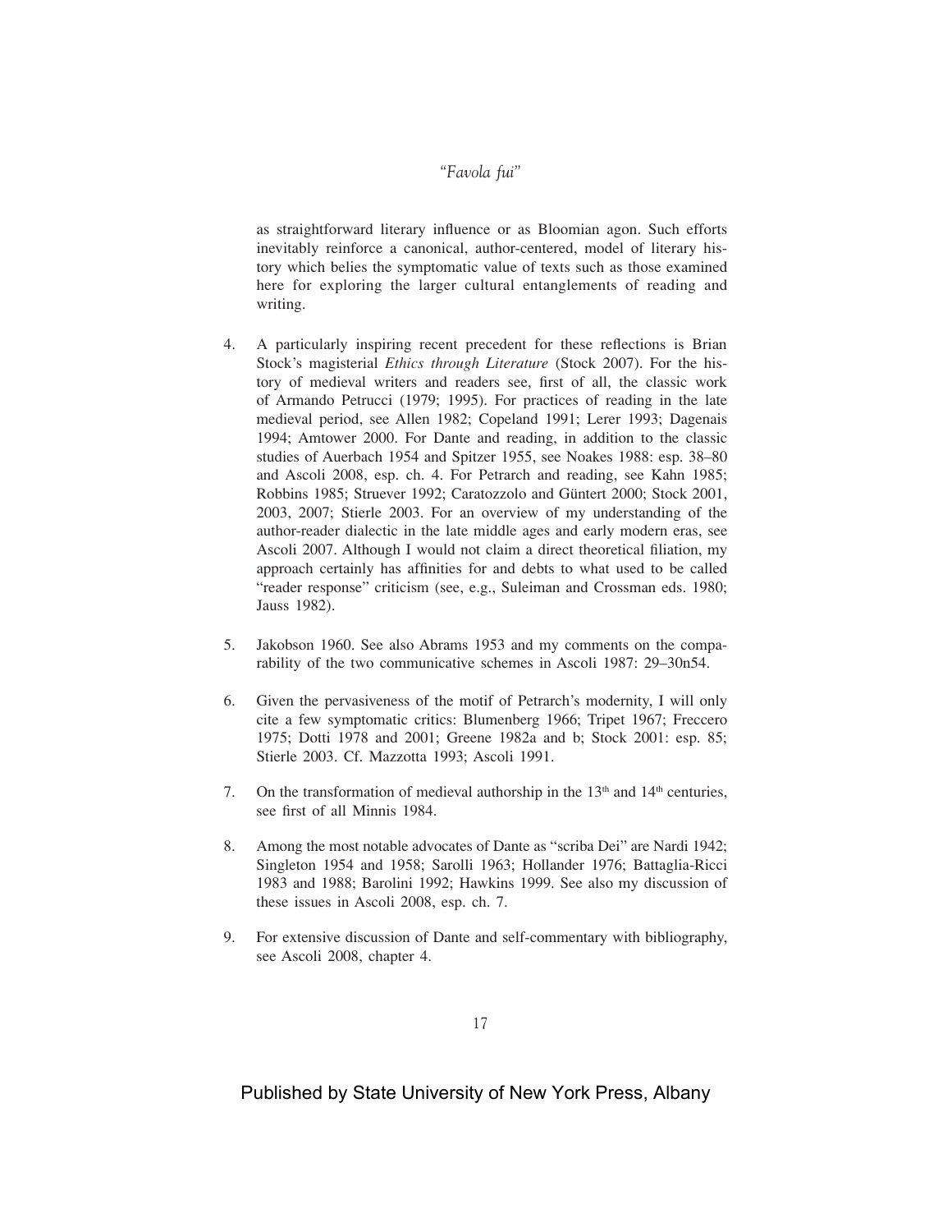as straightforward literary influence or as Bloomian agon. Such efforts inevitably reinforce a canonical, author-centered, model of literary history which belies the symptomatic value of texts such as those examined here for exploring the larger cultural entanglements of reading and writing.

4. A particularly inspiring recent precedent for these reflections is Brian Stock's magisterial *Ethics through Literature* (Stock 2007). For the history of medieval writers and readers see, first of all, the classic work of Armando Petrucci (1979; 1995). For practices of reading in the late medieval period, see Allen 1982; Copeland 1991; Lerer 1993; Dagenais 1994; Amtower 2000. For Dante and reading, in addition to the classic studies of Auerbach 1954 and Spitzer 1955, see Noakes 1988: esp. 38–80 and Ascoli 2008, esp. ch. 4. For Petrarch and reading, see Kahn 1985; Robbins 1985; Struever 1992; Caratozzolo and Güntert 2000; Stock 2001, 2003, 2007; Stierle 2003. For an overview of my understanding of the author-reader dialectic in the late middle ages and early modern eras, see Ascoli 2007. Although I would not claim a direct theoretical filiation, my approach certainly has affinities for and debts to what used to be called "reader response" criticism (see, e.g., Suleiman and Crossman eds. 1980; Jauss 1982).

5. Jakobson 1960. See also Abrams 1953 and my comments on the comparability of the two communicative schemes in Ascoli 1987: 29–30n54.

6. Given the pervasiveness of the motif of Petrarch's modernity, I will only cite a few symptomatic critics: Blumenberg 1966; Tripet 1967; Freccero 1975; Dotti 1978 and 2001; Greene 1982a and b; Stock 2001: esp. 85; Stierle 2003. Cf. Mazzotta 1993; Ascoli 1991.

7. On the transformation of medieval authorship in the 13th and 14th centuries, see first of all Minnis 1984.

8. Among the most notable advocates of Dante as "scriba Dei" are Nardi 1942; Singleton 1954 and 1958; Sarolli 1963; Hollander 1976; Battaglia-Ricci 1983 and 1988; Barolini 1992; Hawkins 1999. See also my discussion of these issues in Ascoli 2008, esp. ch. 7.

9. For extensive discussion of Dante and self-commentary with bibliography, see Ascoli 2008, chapter 4.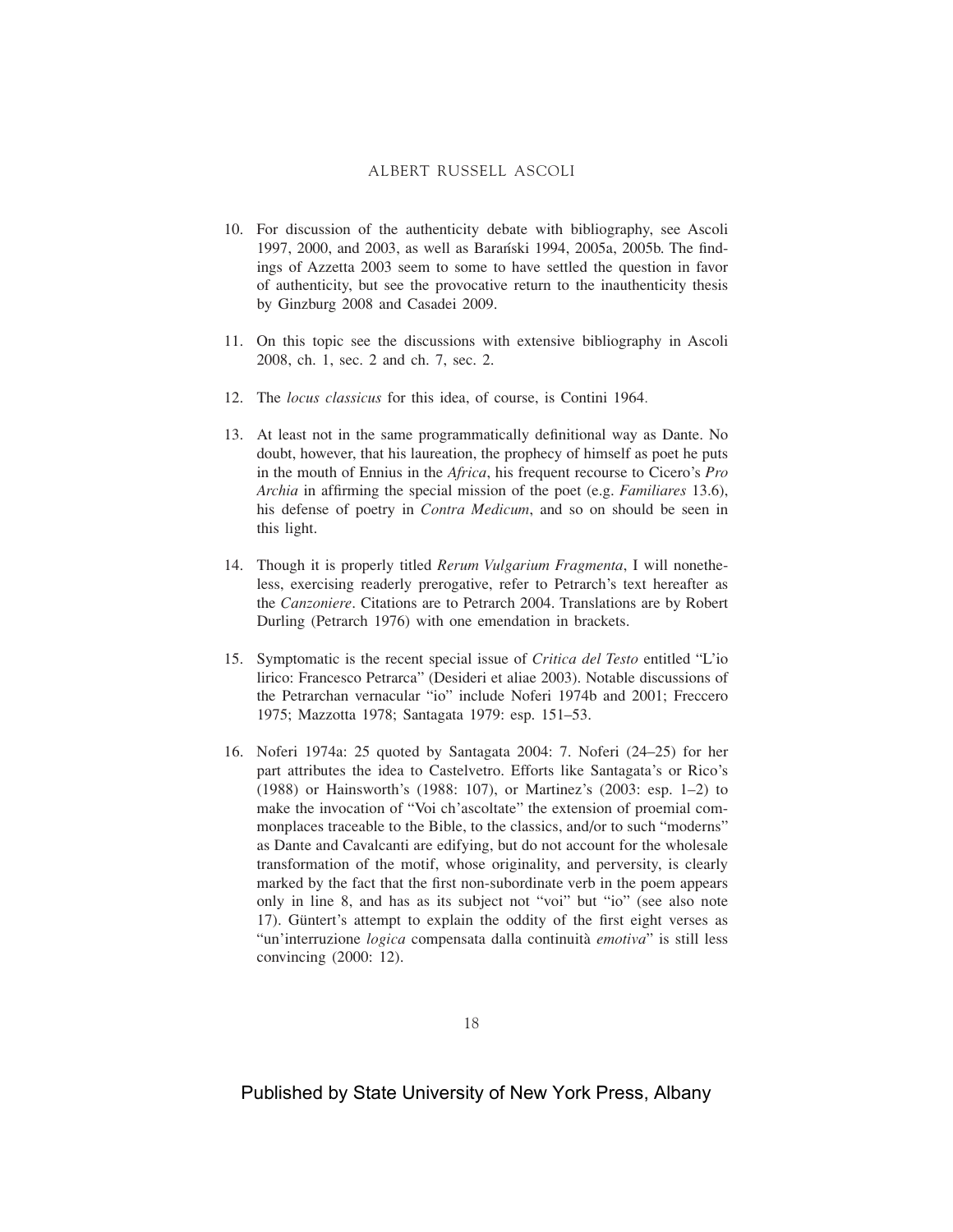10. For discussion of the authenticity debate with bibliography, see Ascoli 1997, 2000, and 2003, as well as Barański 1994, 2005a, 2005b. The findings of Azzetta 2003 seem to some to have settled the question in favor of authenticity, but see the provocative return to the inauthenticity thesis by Ginzburg 2008 and Casadei 2009.

11. On this topic see the discussions with extensive bibliography in Ascoli 2008, ch. 1, sec. 2 and ch. 7, sec. 2.

12. The *locus classicus* for this idea, of course, is Contini 1964.

13. At least not in the same programmatically definitional way as Dante. No doubt, however, that his laureation, the prophecy of himself as poet he puts in the mouth of Ennius in the *Africa*, his frequent recourse to Cicero's *Pro Archia* in affirming the special mission of the poet (e.g. *Familiares* 13.6), his defense of poetry in *Contra Medicum*, and so on should be seen in this light.

14. Though it is properly titled *Rerum Vulgarium Fragmenta*, I will nonetheless, exercising readerly prerogative, refer to Petrarch's text hereafter as the *Canzoniere*. Citations are to Petrarch 2004. Translations are by Robert Durling (Petrarch 1976) with one emendation in brackets.

15. Symptomatic is the recent special issue of *Critica del Testo* entitled "L'io lirico: Francesco Petrarca" (Desideri et aliae 2003). Notable discussions of the Petrarchan vernacular "io" include Noferi 1974b and 2001; Freccero 1975; Mazzotta 1978; Santagata 1979: esp. 151–53.

16. Noferi 1974a: 25 quoted by Santagata 2004: 7. Noferi (24–25) for her part attributes the idea to Castelvetro. Efforts like Santagata's or Rico's (1988) or Hainsworth's (1988: 107), or Martinez's (2003: esp. 1–2) to make the invocation of "Voi ch'ascoltate" the extension of proemial commonplaces traceable to the Bible, to the classics, and/or to such "moderns" as Dante and Cavalcanti are edifying, but do not account for the wholesale transformation of the motif, whose originality, and perversity, is clearly marked by the fact that the first non-subordinate verb in the poem appears only in line 8, and has as its subject not "voi" but "io" (see also note 17). Güntert's attempt to explain the oddity of the first eight verses as "un'interruzione *logica* compensata dalla continuità *emotiva*" is still less convincing (2000: 12).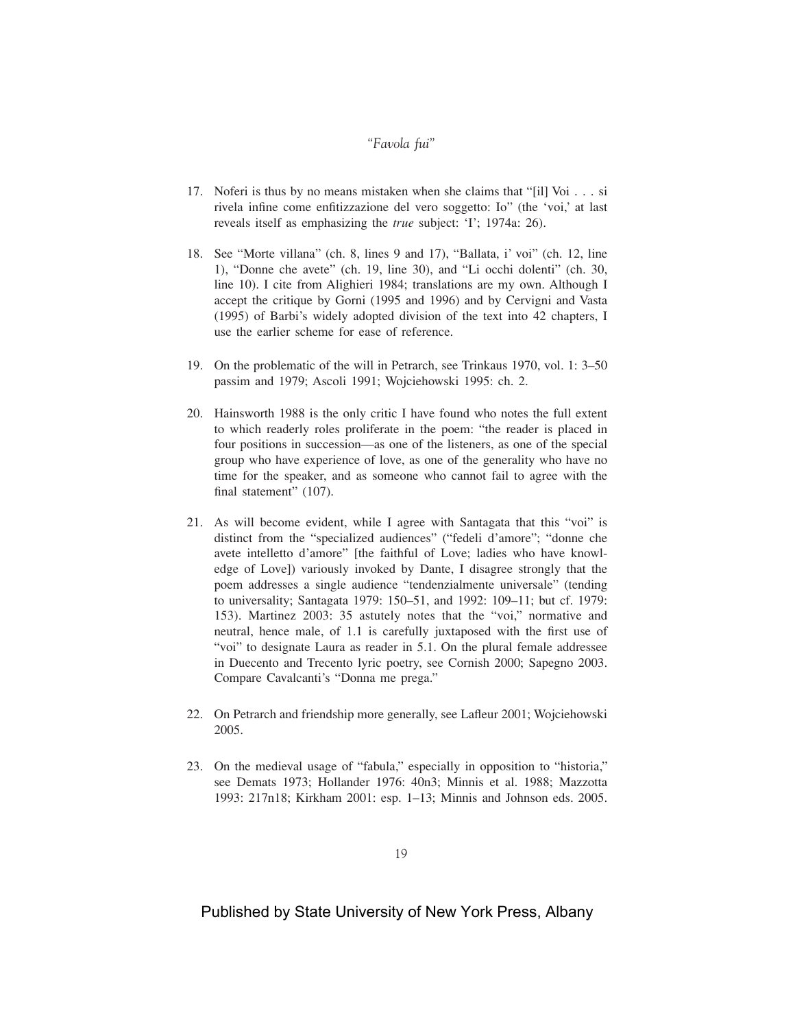17. Noferi is thus by no means mistaken when she claims that "[il] Voi . . . si rivela infine come enfitizzazione del vero soggetto: Io" (the 'voi,' at last reveals itself as emphasizing the *true* subject: 'I'; 1974a: 26).

18. See "Morte villana" (ch. 8, lines 9 and 17), "Ballata, i' voi" (ch. 12, line 1), "Donne che avete" (ch. 19, line 30), and "Li occhi dolenti" (ch. 30, line 10). I cite from Alighieri 1984; translations are my own. Although I accept the critique by Gorni (1995 and 1996) and by Cervigni and Vasta (1995) of Barbi's widely adopted division of the text into 42 chapters, I use the earlier scheme for ease of reference.

19. On the problematic of the will in Petrarch, see Trinkaus 1970, vol. 1: 3–50 passim and 1979; Ascoli 1991; Wojciehowski 1995: ch. 2.

20. Hainsworth 1988 is the only critic I have found who notes the full extent to which readerly roles proliferate in the poem: "the reader is placed in four positions in succession—as one of the listeners, as one of the special group who have experience of love, as one of the generality who have no time for the speaker, and as someone who cannot fail to agree with the final statement" (107).

21. As will become evident, while I agree with Santagata that this "voi" is distinct from the "specialized audiences" ("fedeli d'amore"; "donne che avete intelletto d'amore" [the faithful of Love; ladies who have knowledge of Love]) variously invoked by Dante, I disagree strongly that the poem addresses a single audience "tendenzialmente universale" (tending to universality; Santagata 1979: 150–51, and 1992: 109–11; but cf. 1979: 153). Martinez 2003: 35 astutely notes that the "voi," normative and neutral, hence male, of 1.1 is carefully juxtaposed with the first use of "voi" to designate Laura as reader in 5.1. On the plural female addressee in Duecento and Trecento lyric poetry, see Cornish 2000; Sapegno 2003. Compare Cavalcanti's "Donna me prega."

22. On Petrarch and friendship more generally, see Lafleur 2001; Wojciehowski 2005.

23. On the medieval usage of "fabula," especially in opposition to "historia," see Demats 1973; Hollander 1976: 40n3; Minnis et al. 1988; Mazzotta 1993: 217n18; Kirkham 2001: esp. 1–13; Minnis and Johnson eds. 2005.